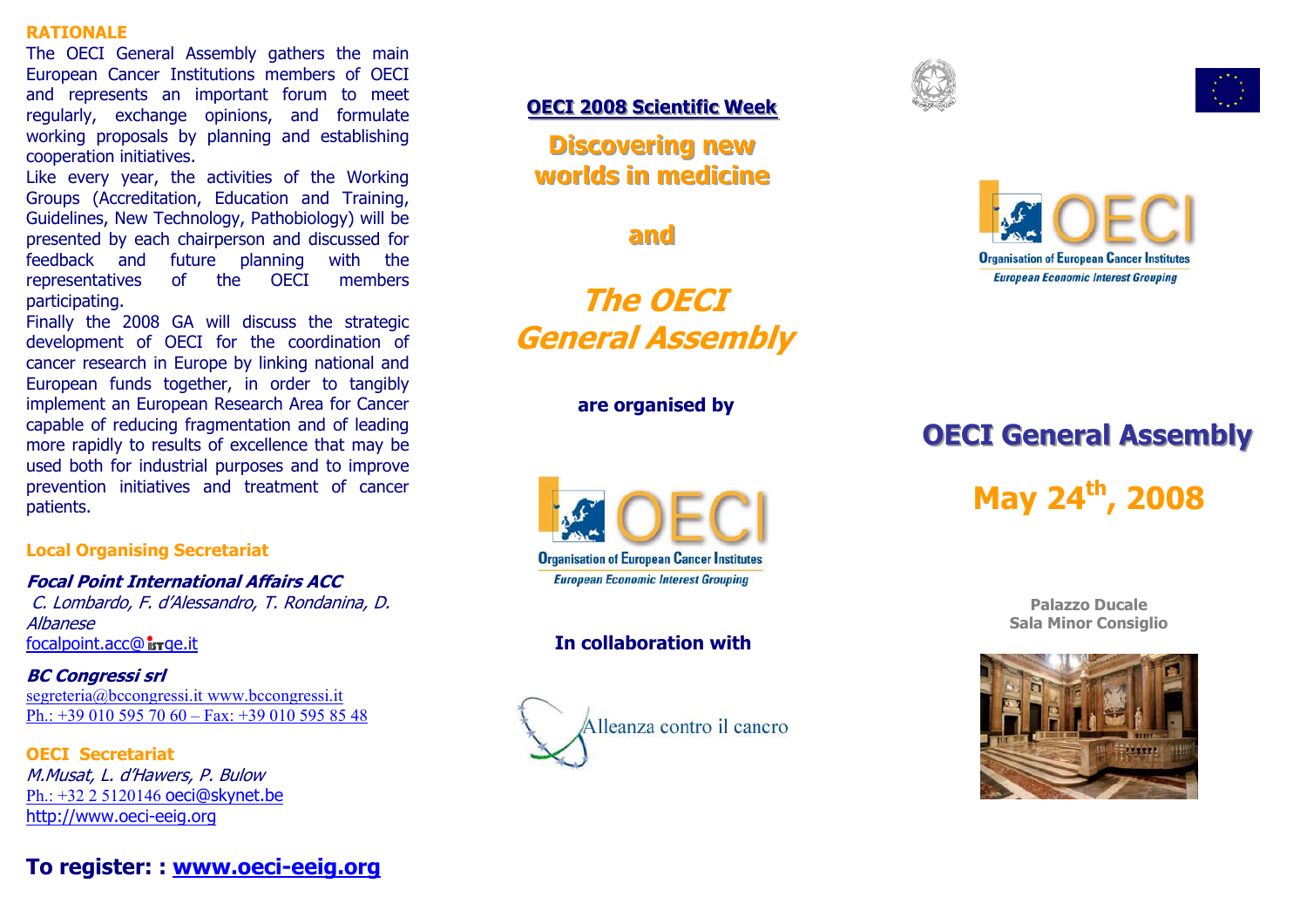## RATIONALE

The OECI General Assembly gathers the main European Cancer Institutions members of OECI and represents an important forum to meet regularly, exchange opinions, and formulate working proposals by planning and establishing cooperation initiatives.

Like every year, the activities of the Working Groups (Accreditation, Education and Training, Guidelines, New Technology, Pathobiology) will be presented by each chairperson and discussed for feedback and future planning with the representatives of the OECI members participating.

Finally the 2008 GA will discuss the strategic development of OECI for the coordination of cancer research in Europe by linking national and European funds together, in order to tangibly implement an European Research Area for Cancer capable of reducing fragmentation and of leading more rapidly to results of excellence that may be used both for industrial purposes and to improve prevention initiatives and treatment of cancer patients.

### Local Organising Secretariat

***Focal Point International Affairs ACC***
*C. Lombardo, F. d'Alessandro, T. Rondanina, D. Albanese*
focalpoint.acc@istge.it

***BC Congressi srl***
segreteria@bccongressi.it www.bccongressi.it
Ph.: +39 010 595 70 60 – Fax: +39 010 595 85 48

### OECI Secretariat

*M.Musat, L. d'Hawers, P. Bulow*
Ph.: +32 2 5120146 oeci@skynet.be
http://www.oeci-eeig.org

**To register: : www.oeci-eeig.org**

**OECI 2008 Scientific Week**

# Discovering new worlds in medicine

**and**

# *The OECI General Assembly*

**are organised by**

OECI
Organisation of European Cancer Institutes
*European Economic Interest Grouping*

**In collaboration with**

Alleanza contro il cancro

OECI
Organisation of European Cancer Institutes
*European Economic Interest Grouping*

# OECI General Assembly

## May 24th, 2008

**Palazzo Ducale**
**Sala Minor Consiglio**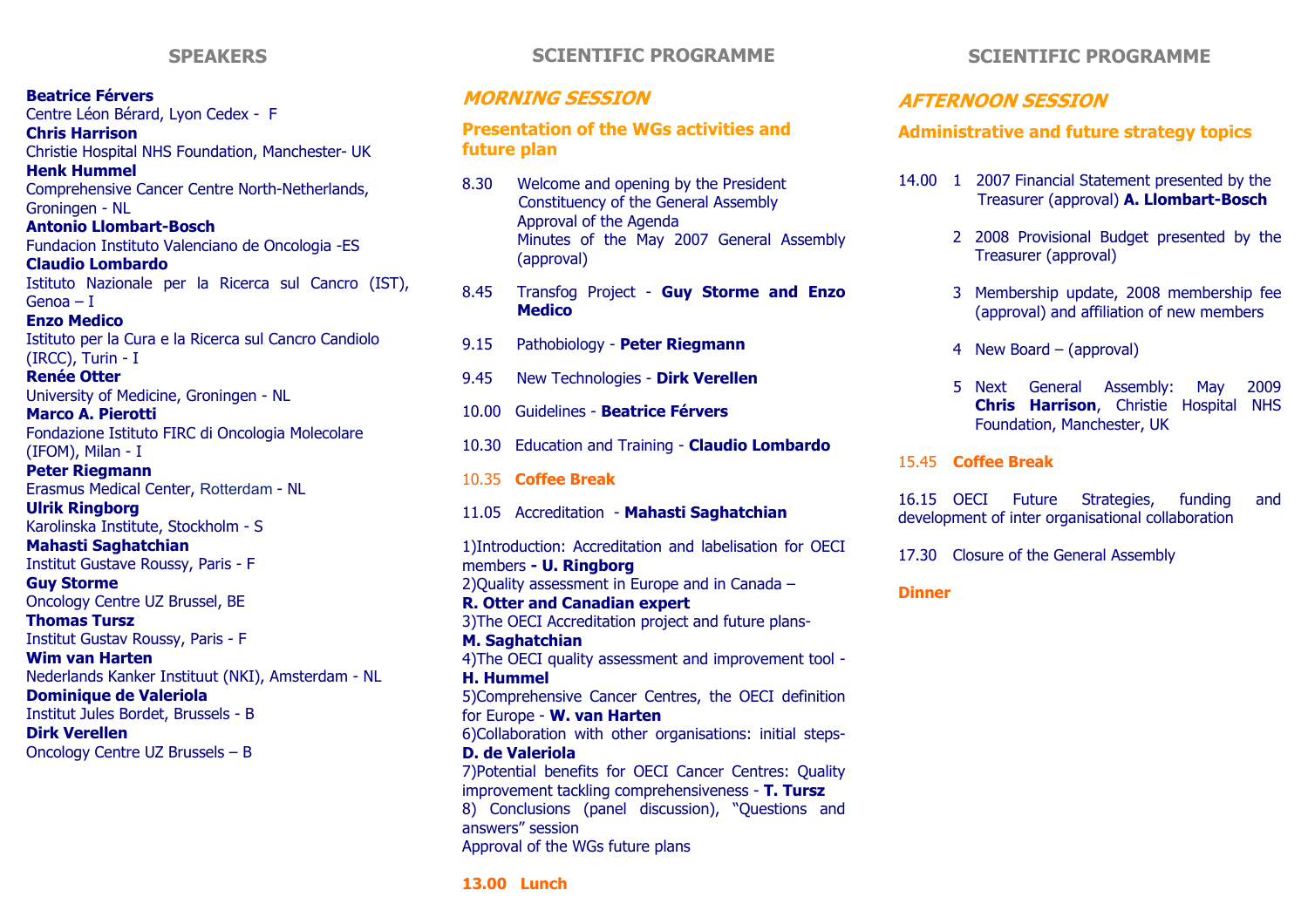## SPEAKERS

**Beatrice Férvers**
Centre Léon Bérard, Lyon Cedex - F
**Chris Harrison**
Christie Hospital NHS Foundation, Manchester- UK
**Henk Hummel**
Comprehensive Cancer Centre North-Netherlands, Groningen - NL
**Antonio Llombart-Bosch**
Fundacion Instituto Valenciano de Oncologia -ES
**Claudio Lombardo**
Istituto Nazionale per la Ricerca sul Cancro (IST), Genoa – I
**Enzo Medico**
Istituto per la Cura e la Ricerca sul Cancro Candiolo (IRCC), Turin - I
**Renée Otter**
University of Medicine, Groningen - NL
**Marco A. Pierotti**
Fondazione Istituto FIRC di Oncologia Molecolare (IFOM), Milan - I
**Peter Riegmann**
Erasmus Medical Center, Rotterdam - NL
**Ulrik Ringborg**
Karolinska Institute, Stockholm - S
**Mahasti Saghatchian**
Institut Gustave Roussy, Paris - F
**Guy Storme**
Oncology Centre UZ Brussel, BE
**Thomas Tursz**
Institut Gustav Roussy, Paris - F
**Wim van Harten**
Nederlands Kanker Instituut (NKI), Amsterdam - NL
**Dominique de Valeriola**
Institut Jules Bordet, Brussels - B
**Dirk Verellen**
Oncology Centre UZ Brussels – B

## SCIENTIFIC PROGRAMME

### *MORNING SESSION*

**Presentation of the WGs activities and future plan**

8.30 Welcome and opening by the President
Constituency of the General Assembly
Approval of the Agenda
Minutes of the May 2007 General Assembly (approval)

8.45 Transfog Project - **Guy Storme and Enzo Medico**

9.15 Pathobiology - **Peter Riegmann**

9.45 New Technologies - **Dirk Verellen**

10.00 Guidelines - **Beatrice Férvers**

10.30 Education and Training - **Claudio Lombardo**

10.35 **Coffee Break**

11.05 Accreditation - **Mahasti Saghatchian**

1)Introduction: Accreditation and labelisation for OECI members **- U. Ringborg**
2)Quality assessment in Europe and in Canada – **R. Otter and Canadian expert**
3)The OECI Accreditation project and future plans- **M. Saghatchian**
4)The OECI quality assessment and improvement tool - **H. Hummel**
5)Comprehensive Cancer Centres, the OECI definition for Europe - **W. van Harten**
6)Collaboration with other organisations: initial steps- **D. de Valeriola**
7)Potential benefits for OECI Cancer Centres: Quality improvement tackling comprehensiveness - **T. Tursz**
8) Conclusions (panel discussion), "Questions and answers" session
Approval of the WGs future plans

**13.00 Lunch**

## SCIENTIFIC PROGRAMME

### *AFTERNOON SESSION*

**Administrative and future strategy topics**

14.00
1 2007 Financial Statement presented by the Treasurer (approval) **A. Llombart-Bosch**

2 2008 Provisional Budget presented by the Treasurer (approval)

3 Membership update, 2008 membership fee (approval) and affiliation of new members

4 New Board – (approval)

5 Next General Assembly: May 2009 **Chris Harrison**, Christie Hospital NHS Foundation, Manchester, UK

15.45 **Coffee Break**

16.15 OECI Future Strategies, funding and development of inter organisational collaboration

17.30 Closure of the General Assembly

**Dinner**